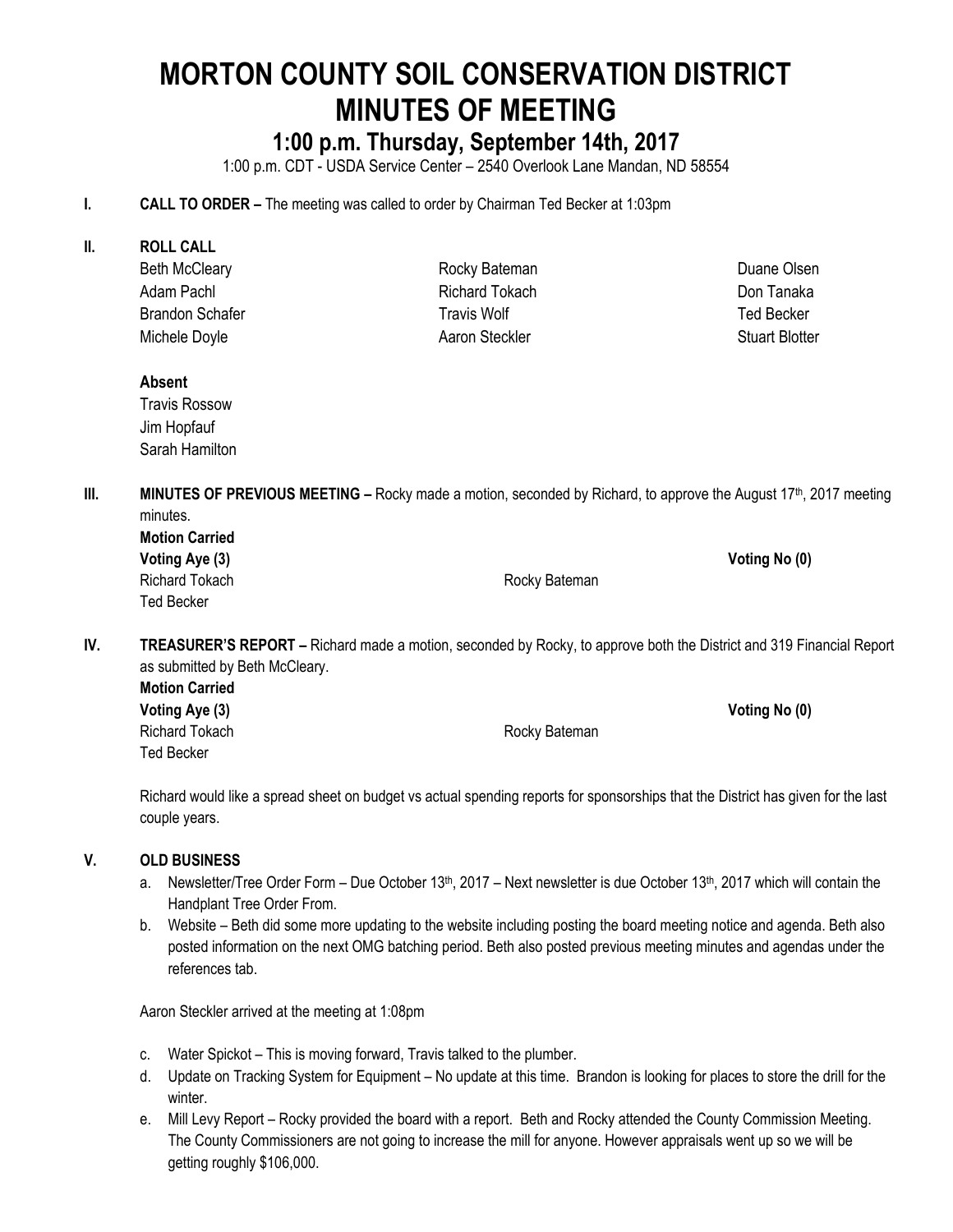# MORTON COUNTY SOIL CONSERVATION DISTRICT
# MINUTES OF MEETING

## 1:00 p.m. Thursday, September 14th, 2017

1:00 p.m. CDT - USDA Service Center – 2540 Overlook Lane Mandan, ND 58554

**I. CALL TO ORDER –** The meeting was called to order by Chairman Ted Becker at 1:03pm

**II. ROLL CALL**

Beth McCleary
Rocky Bateman
Duane Olsen
Adam Pachl
Richard Tokach
Don Tanaka
Brandon Schafer
Travis Wolf
Ted Becker
Michele Doyle
Aaron Steckler
Stuart Blotter

**Absent**

Travis Rossow
Jim Hopfauf
Sarah Hamilton

**III. MINUTES OF PREVIOUS MEETING –** Rocky made a motion, seconded by Richard, to approve the August 17th, 2017 meeting minutes.

**Motion Carried**

**Voting Aye (3)**
Richard Tokach
Rocky Bateman
Ted Becker

**Voting No (0)**

**IV. TREASURER'S REPORT –** Richard made a motion, seconded by Rocky, to approve both the District and 319 Financial Report as submitted by Beth McCleary.

**Motion Carried**

**Voting Aye (3)**
Richard Tokach
Rocky Bateman
Ted Becker

**Voting No (0)**

Richard would like a spread sheet on budget vs actual spending reports for sponsorships that the District has given for the last couple years.

**V. OLD BUSINESS**

a. Newsletter/Tree Order Form – Due October 13th, 2017 – Next newsletter is due October 13th, 2017 which will contain the Handplant Tree Order From.
b. Website – Beth did some more updating to the website including posting the board meeting notice and agenda. Beth also posted information on the next OMG batching period. Beth also posted previous meeting minutes and agendas under the references tab.

Aaron Steckler arrived at the meeting at 1:08pm

c. Water Spickot – This is moving forward, Travis talked to the plumber.
d. Update on Tracking System for Equipment – No update at this time. Brandon is looking for places to store the drill for the winter.
e. Mill Levy Report – Rocky provided the board with a report. Beth and Rocky attended the County Commission Meeting. The County Commissioners are not going to increase the mill for anyone. However appraisals went up so we will be getting roughly $106,000.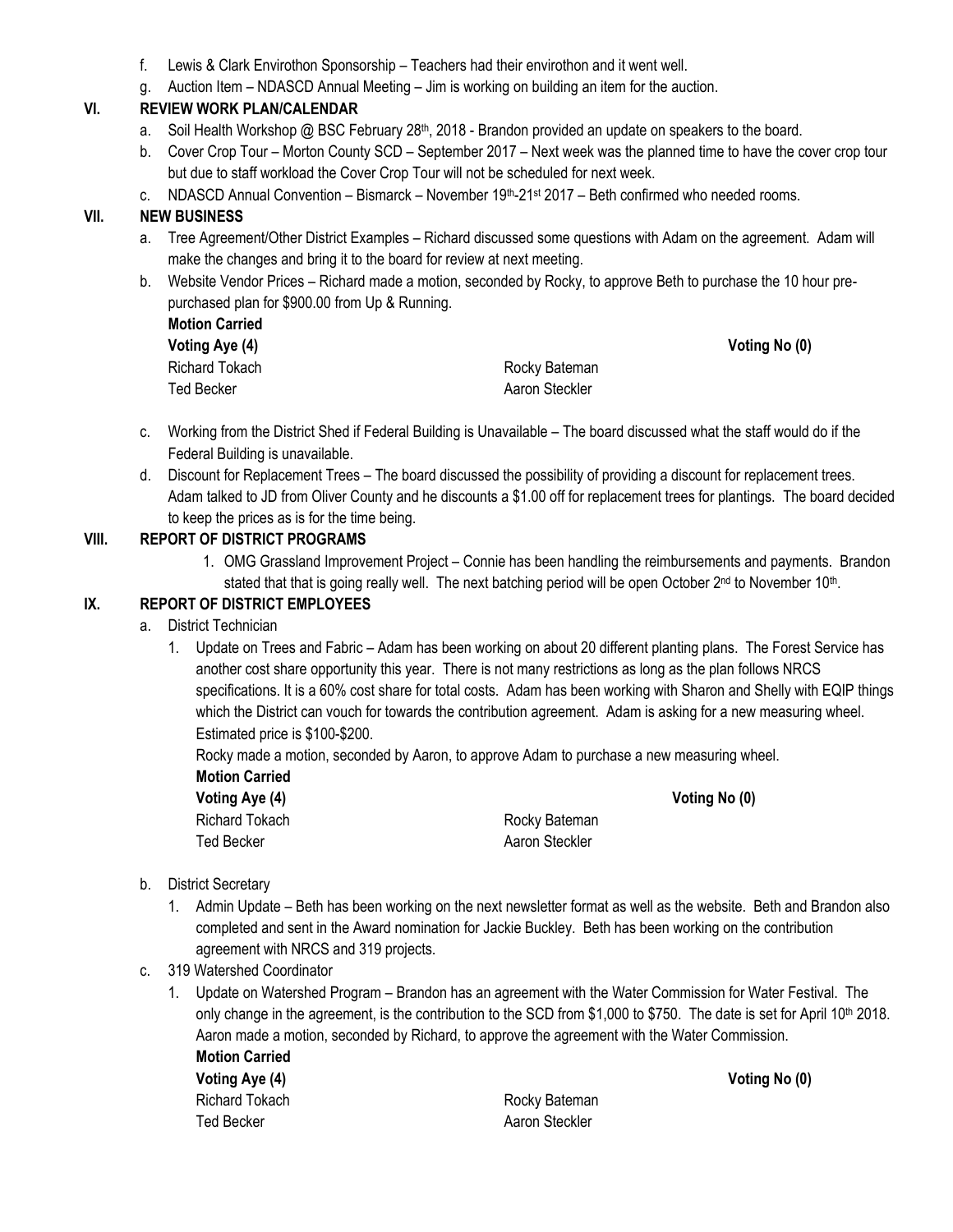f. Lewis & Clark Envirothon Sponsorship – Teachers had their envirothon and it went well.

g. Auction Item – NDASCD Annual Meeting – Jim is working on building an item for the auction.

## VI. REVIEW WORK PLAN/CALENDAR

a. Soil Health Workshop @ BSC February 28th, 2018 - Brandon provided an update on speakers to the board.

b. Cover Crop Tour – Morton County SCD – September 2017 – Next week was the planned time to have the cover crop tour but due to staff workload the Cover Crop Tour will not be scheduled for next week.

c. NDASCD Annual Convention – Bismarck – November 19th-21st 2017 – Beth confirmed who needed rooms.

## VII. NEW BUSINESS

a. Tree Agreement/Other District Examples – Richard discussed some questions with Adam on the agreement. Adam will make the changes and bring it to the board for review at next meeting.

b. Website Vendor Prices – Richard made a motion, seconded by Rocky, to approve Beth to purchase the 10 hour pre-purchased plan for $900.00 from Up & Running.

**Motion Carried**

| **Voting Aye (4)** | | **Voting No (0)** |
|---|---|---|
| Richard Tokach | Rocky Bateman | |
| Ted Becker | Aaron Steckler | |

c. Working from the District Shed if Federal Building is Unavailable – The board discussed what the staff would do if the Federal Building is unavailable.

d. Discount for Replacement Trees – The board discussed the possibility of providing a discount for replacement trees. Adam talked to JD from Oliver County and he discounts a $1.00 off for replacement trees for plantings. The board decided to keep the prices as is for the time being.

## VIII. REPORT OF DISTRICT PROGRAMS

1. OMG Grassland Improvement Project – Connie has been handling the reimbursements and payments. Brandon stated that that is going really well. The next batching period will be open October 2nd to November 10th.

## IX. REPORT OF DISTRICT EMPLOYEES

a. District Technician

1. Update on Trees and Fabric – Adam has been working on about 20 different planting plans. The Forest Service has another cost share opportunity this year. There is not many restrictions as long as the plan follows NRCS specifications. It is a 60% cost share for total costs. Adam has been working with Sharon and Shelly with EQIP things which the District can vouch for towards the contribution agreement. Adam is asking for a new measuring wheel. Estimated price is $100-$200.

Rocky made a motion, seconded by Aaron, to approve Adam to purchase a new measuring wheel.

**Motion Carried**

| **Voting Aye (4)** | | **Voting No (0)** |
|---|---|---|
| Richard Tokach | Rocky Bateman | |
| Ted Becker | Aaron Steckler | |

b. District Secretary

1. Admin Update – Beth has been working on the next newsletter format as well as the website. Beth and Brandon also completed and sent in the Award nomination for Jackie Buckley. Beth has been working on the contribution agreement with NRCS and 319 projects.

c. 319 Watershed Coordinator

1. Update on Watershed Program – Brandon has an agreement with the Water Commission for Water Festival. The only change in the agreement, is the contribution to the SCD from $1,000 to $750. The date is set for April 10th 2018. Aaron made a motion, seconded by Richard, to approve the agreement with the Water Commission.

**Motion Carried**

| **Voting Aye (4)** | | **Voting No (0)** |
|---|---|---|
| Richard Tokach | Rocky Bateman | |
| Ted Becker | Aaron Steckler | |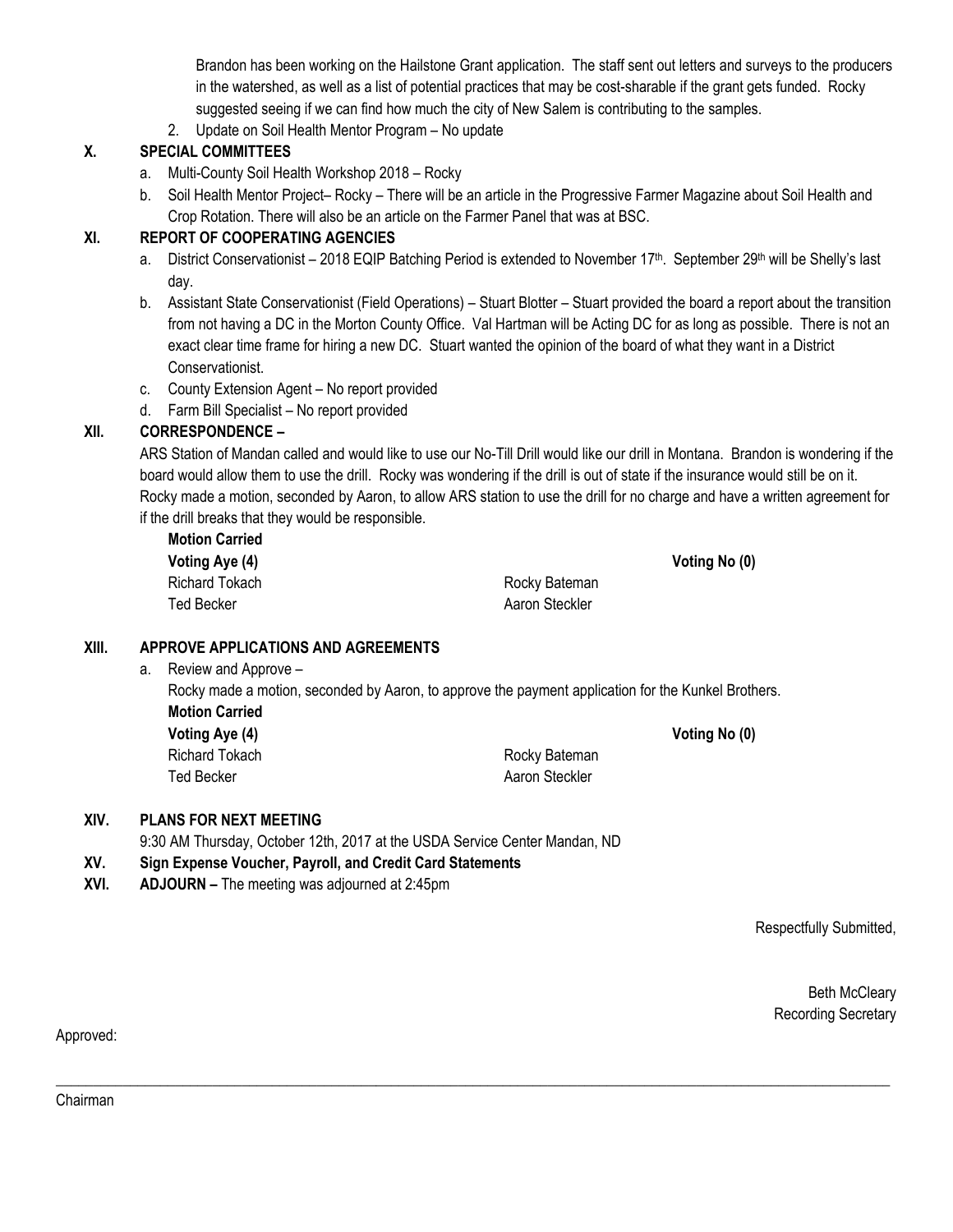Brandon has been working on the Hailstone Grant application. The staff sent out letters and surveys to the producers in the watershed, as well as a list of potential practices that may be cost-sharable if the grant gets funded. Rocky suggested seeing if we can find how much the city of New Salem is contributing to the samples.

2. Update on Soil Health Mentor Program – No update

## X. SPECIAL COMMITTEES

a. Multi-County Soil Health Workshop 2018 – Rocky

b. Soil Health Mentor Project– Rocky – There will be an article in the Progressive Farmer Magazine about Soil Health and Crop Rotation. There will also be an article on the Farmer Panel that was at BSC.

## XI. REPORT OF COOPERATING AGENCIES

a. District Conservationist – 2018 EQIP Batching Period is extended to November 17th. September 29th will be Shelly's last day.

b. Assistant State Conservationist (Field Operations) – Stuart Blotter – Stuart provided the board a report about the transition from not having a DC in the Morton County Office. Val Hartman will be Acting DC for as long as possible. There is not an exact clear time frame for hiring a new DC. Stuart wanted the opinion of the board of what they want in a District Conservationist.

c. County Extension Agent – No report provided

d. Farm Bill Specialist – No report provided

## XII. CORRESPONDENCE –

ARS Station of Mandan called and would like to use our No-Till Drill would like our drill in Montana. Brandon is wondering if the board would allow them to use the drill. Rocky was wondering if the drill is out of state if the insurance would still be on it. Rocky made a motion, seconded by Aaron, to allow ARS station to use the drill for no charge and have a written agreement for if the drill breaks that they would be responsible.

**Motion Carried**

| **Voting Aye (4)** | | **Voting No (0)** |
|---|---|---|
| Richard Tokach | Rocky Bateman | |
| Ted Becker | Aaron Steckler | |

## XIII. APPROVE APPLICATIONS AND AGREEMENTS

a. Review and Approve –

Rocky made a motion, seconded by Aaron, to approve the payment application for the Kunkel Brothers.

**Motion Carried**

| **Voting Aye (4)** | | **Voting No (0)** |
|---|---|---|
| Richard Tokach | Rocky Bateman | |
| Ted Becker | Aaron Steckler | |

## XIV. PLANS FOR NEXT MEETING

9:30 AM Thursday, October 12th, 2017 at the USDA Service Center Mandan, ND

## XV. Sign Expense Voucher, Payroll, and Credit Card Statements

## XVI. ADJOURN – The meeting was adjourned at 2:45pm

Respectfully Submitted,

Beth McCleary
Recording Secretary

Approved:

\_\_\_\_\_\_\_\_\_\_\_\_\_\_\_\_\_\_\_\_\_\_\_\_\_\_\_\_\_\_\_\_\_\_\_\_\_\_\_\_

Chairman